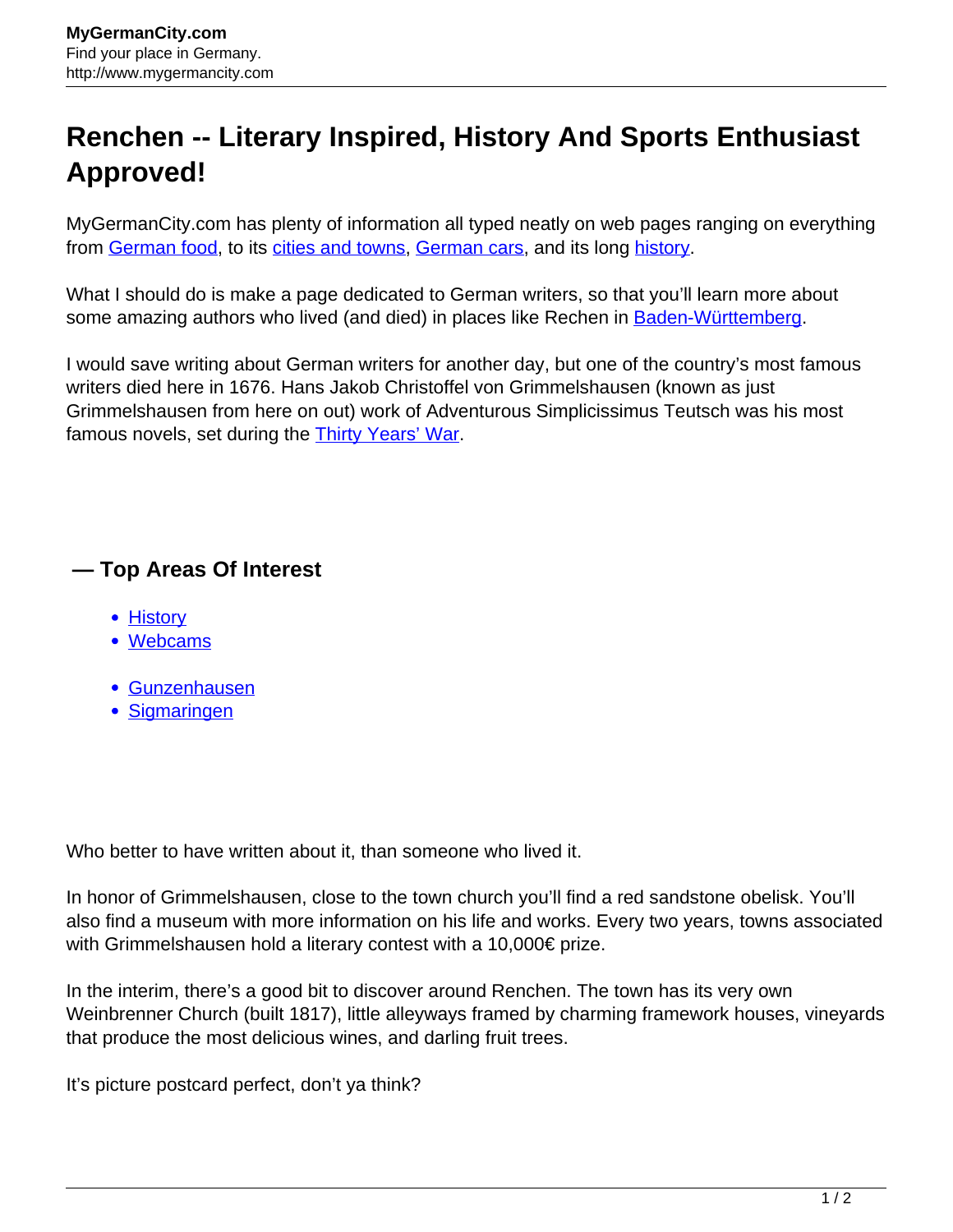# Renchen -- Literary Inspired, History And Sports Enthusiast Approved!

MyGermanCity.com has plenty of information all typed neatly on web pages ranging on everything from German food, to its cities and towns, German cars, and its long history.

What I should do is make a page dedicated to German writers, so that you'll learn more about some amazing authors who lived (and died) in places like Rechen in Baden-Württemberg.

I would save writing about German writers for another day, but one of the country's most famous writers died here in 1676. Hans Jakob Christoffel von Grimmelshausen (known as just Grimmelshausen from here on out) work of Adventurous Simplicissimus Teutsch was his most famous novels, set during the Thirty Years' War.

## — Top Areas Of Interest

- History
- Webcams

- Gunzenhausen
- Sigmaringen

Who better to have written about it, than someone who lived it.

In honor of Grimmelshausen, close to the town church you'll find a red sandstone obelisk. You'll also find a museum with more information on his life and works. Every two years, towns associated with Grimmelshausen hold a literary contest with a 10,000€ prize.

In the interim, there's a good bit to discover around Renchen. The town has its very own Weinbrenner Church (built 1817), little alleyways framed by charming framework houses, vineyards that produce the most delicious wines, and darling fruit trees.

It's picture postcard perfect, don't ya think?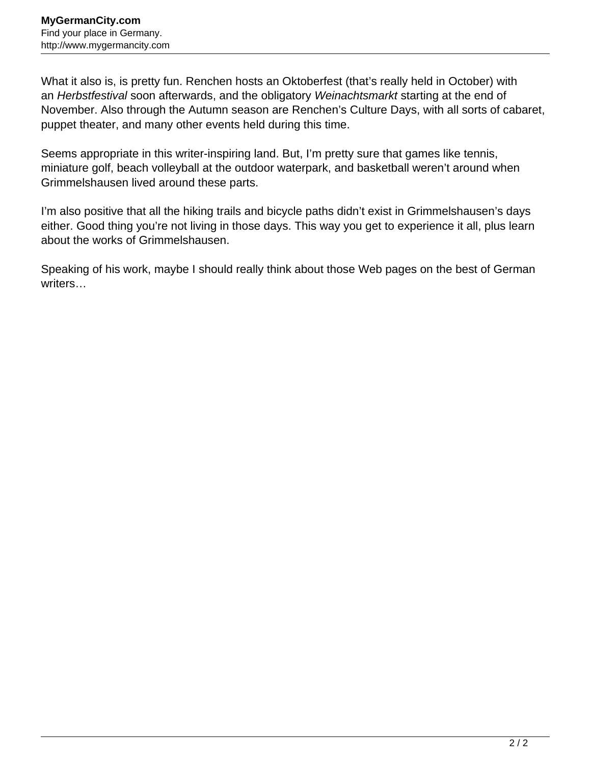What it also is, is pretty fun. Renchen hosts an Oktoberfest (that's really held in October) with an *Herbstfestival* soon afterwards, and the obligatory *Weinachtsmarkt* starting at the end of November. Also through the Autumn season are Renchen's Culture Days, with all sorts of cabaret, puppet theater, and many other events held during this time.

Seems appropriate in this writer-inspiring land. But, I'm pretty sure that games like tennis, miniature golf, beach volleyball at the outdoor waterpark, and basketball weren't around when Grimmelshausen lived around these parts.

I'm also positive that all the hiking trails and bicycle paths didn't exist in Grimmelshausen's days either. Good thing you're not living in those days. This way you get to experience it all, plus learn about the works of Grimmelshausen.

Speaking of his work, maybe I should really think about those Web pages on the best of German writers…